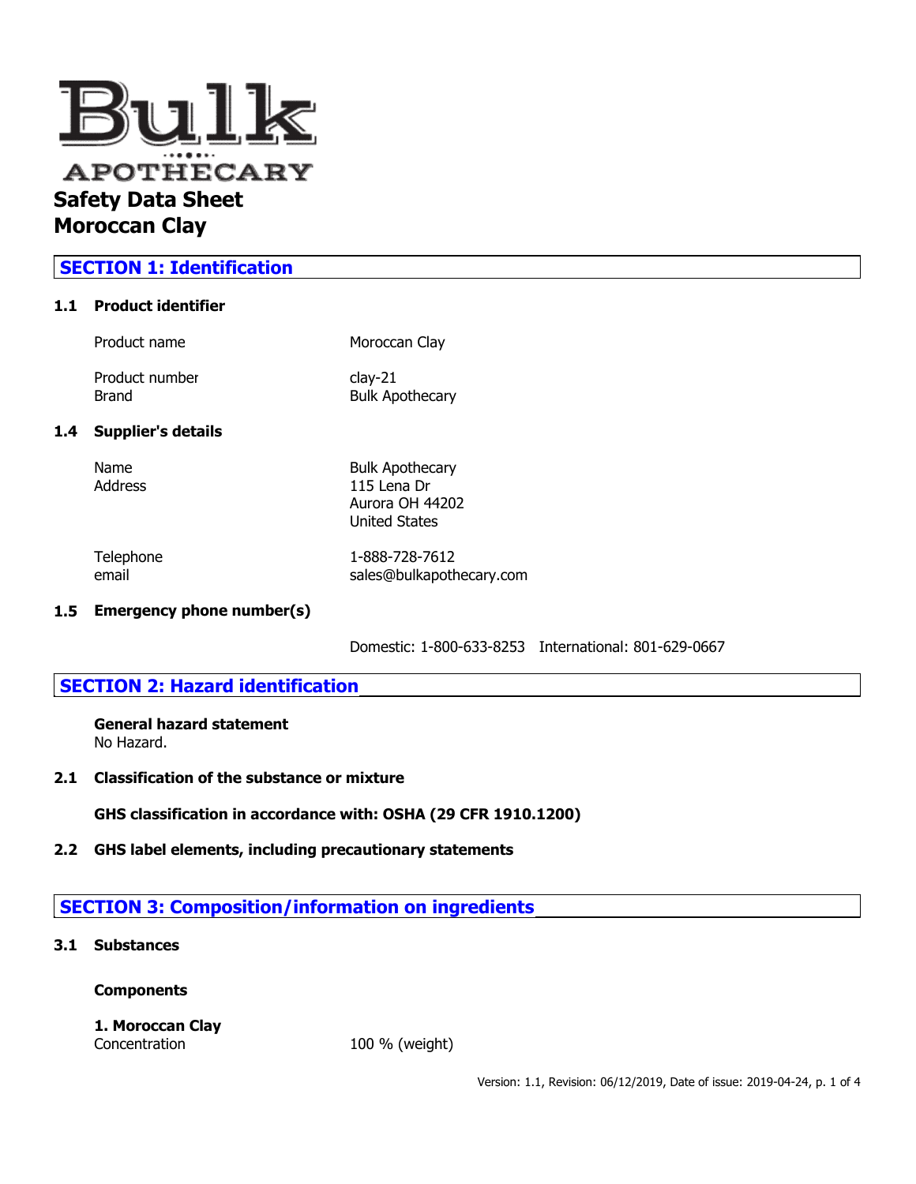Bulk APOTHECARY

# Safety Data Sheet
# Moroccan Clay

## SECTION 1: Identification

### 1.1 Product identifier

| | |
|---|---|
| Product name | Moroccan Clay |
| Product number | clay-21 |
| Brand | Bulk Apothecary |

### 1.4 Supplier's details

| | |
|---|---|
| Name | Bulk Apothecary |
| Address | 115 Lena Dr<br>Aurora OH 44202<br>United States |
| Telephone | 1-888-728-7612 |
| email | sales@bulkapothecary.com |

### 1.5 Emergency phone number(s)

Domestic: 1-800-633-8253 International: 801-629-0667

## SECTION 2: Hazard identification

**General hazard statement**
No Hazard.

### 2.1 Classification of the substance or mixture

**GHS classification in accordance with: OSHA (29 CFR 1910.1200)**

### 2.2 GHS label elements, including precautionary statements

## SECTION 3: Composition/information on ingredients

### 3.1 Substances

**Components**

**1. Moroccan Clay**
Concentration 100 % (weight)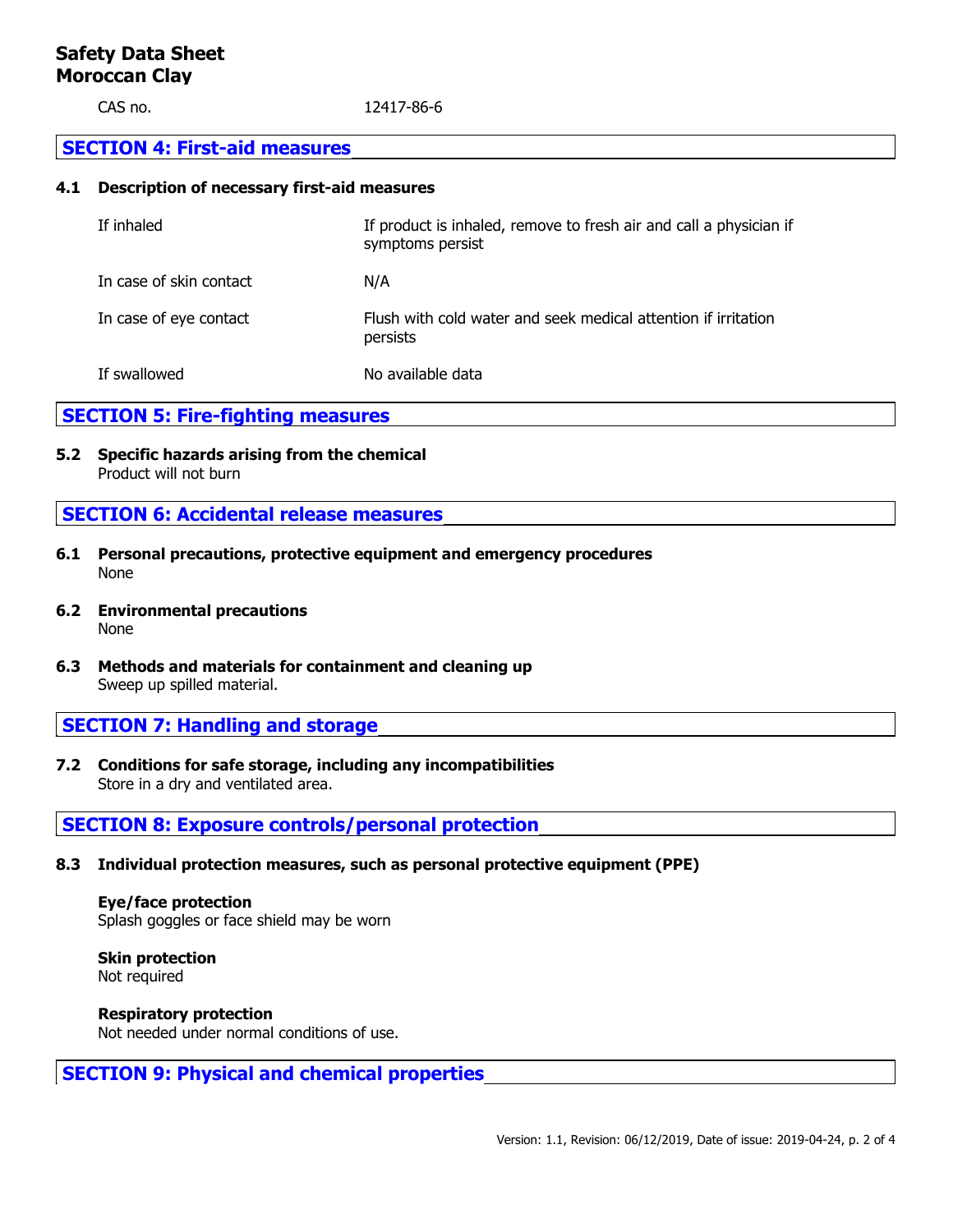**Safety Data Sheet**
**Moroccan Clay**

| CAS no. | 12417-86-6 |
|---|---|

## SECTION 4: First-aid measures

### 4.1 Description of necessary first-aid measures

| | |
|---|---|
| If inhaled | If product is inhaled, remove to fresh air and call a physician if symptoms persist |
| In case of skin contact | N/A |
| In case of eye contact | Flush with cold water and seek medical attention if irritation persists |
| If swallowed | No available data |

## SECTION 5: Fire-fighting measures

### 5.2 Specific hazards arising from the chemical

Product will not burn

## SECTION 6: Accidental release measures

### 6.1 Personal precautions, protective equipment and emergency procedures

None

### 6.2 Environmental precautions

None

### 6.3 Methods and materials for containment and cleaning up

Sweep up spilled material.

## SECTION 7: Handling and storage

### 7.2 Conditions for safe storage, including any incompatibilities

Store in a dry and ventilated area.

## SECTION 8: Exposure controls/personal protection

### 8.3 Individual protection measures, such as personal protective equipment (PPE)

**Eye/face protection**
Splash goggles or face shield may be worn

**Skin protection**
Not required

**Respiratory protection**
Not needed under normal conditions of use.

## SECTION 9: Physical and chemical properties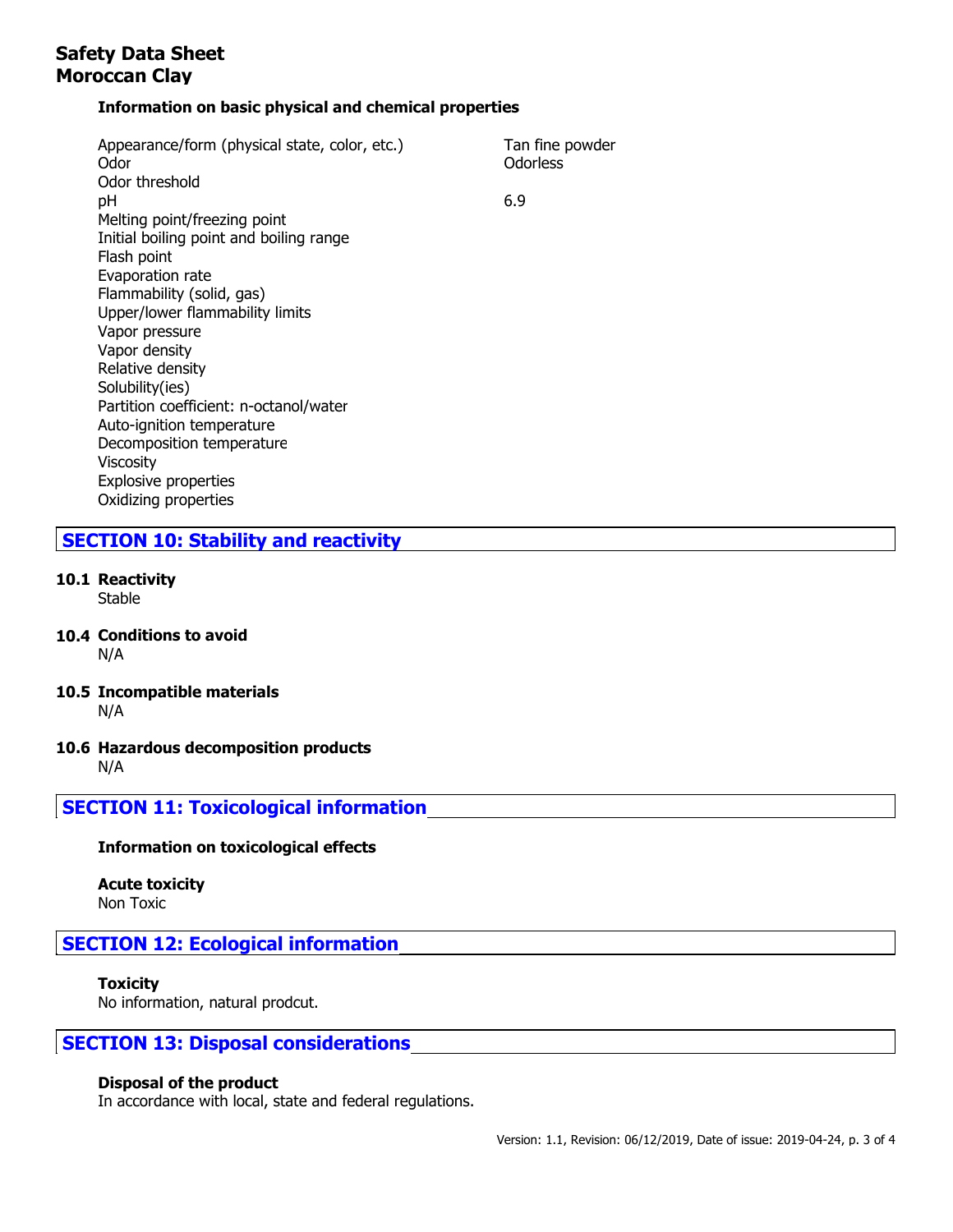## Information on basic physical and chemical properties

| Property | Value |
|---|---|
| Appearance/form (physical state, color, etc.) | Tan fine powder |
| Odor | Odorless |
| Odor threshold | |
| pH | 6.9 |
| Melting point/freezing point | |
| Initial boiling point and boiling range | |
| Flash point | |
| Evaporation rate | |
| Flammability (solid, gas) | |
| Upper/lower flammability limits | |
| Vapor pressure | |
| Vapor density | |
| Relative density | |
| Solubility(ies) | |
| Partition coefficient: n-octanol/water | |
| Auto-ignition temperature | |
| Decomposition temperature | |
| Viscosity | |
| Explosive properties | |
| Oxidizing properties | |

# SECTION 10: Stability and reactivity

### 10.1 Reactivity

Stable

### 10.4 Conditions to avoid

N/A

### 10.5 Incompatible materials

N/A

### 10.6 Hazardous decomposition products

N/A

# SECTION 11: Toxicological information

**Information on toxicological effects**

**Acute toxicity**

Non Toxic

# SECTION 12: Ecological information

**Toxicity**

No information, natural prodcut.

# SECTION 13: Disposal considerations

**Disposal of the product**

In accordance with local, state and federal regulations.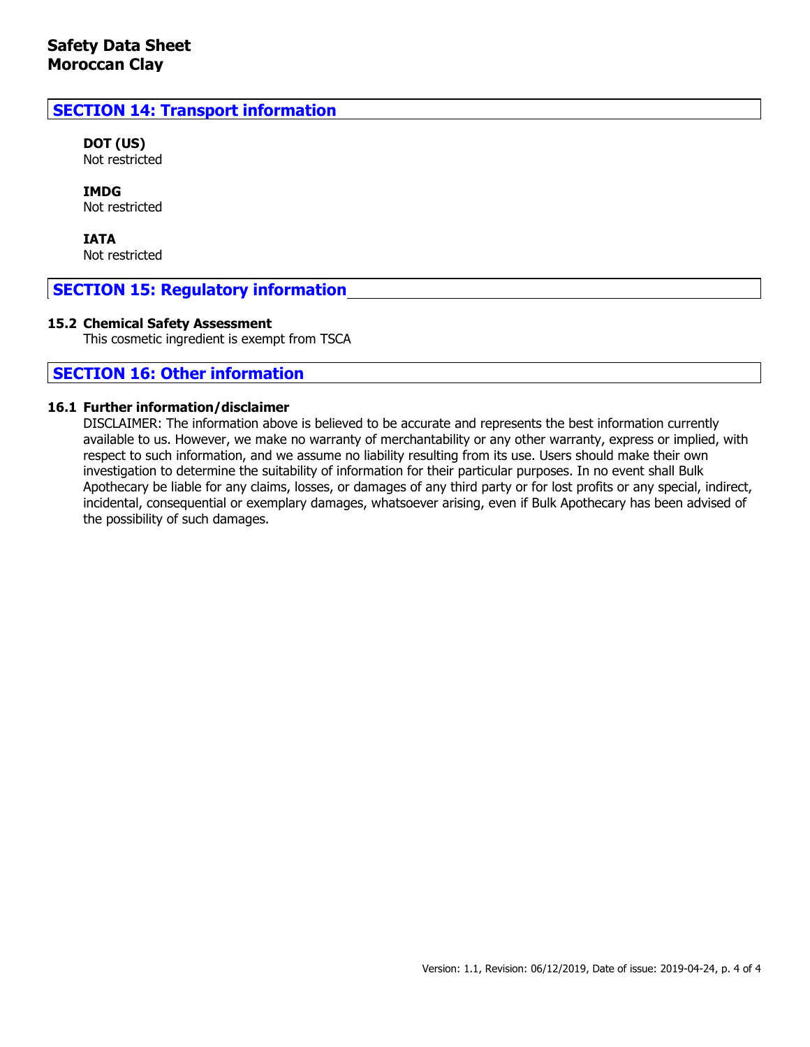# Safety Data Sheet
# Moroccan Clay

## SECTION 14: Transport information

**DOT (US)**
Not restricted

**IMDG**
Not restricted

**IATA**
Not restricted

## SECTION 15: Regulatory information

### 15.2 Chemical Safety Assessment

This cosmetic ingredient is exempt from TSCA

## SECTION 16: Other information

### 16.1 Further information/disclaimer

DISCLAIMER: The information above is believed to be accurate and represents the best information currently available to us. However, we make no warranty of merchantability or any other warranty, express or implied, with respect to such information, and we assume no liability resulting from its use. Users should make their own investigation to determine the suitability of information for their particular purposes. In no event shall Bulk Apothecary be liable for any claims, losses, or damages of any third party or for lost profits or any special, indirect, incidental, consequential or exemplary damages, whatsoever arising, even if Bulk Apothecary has been advised of the possibility of such damages.

Version: 1.1, Revision: 06/12/2019, Date of issue: 2019-04-24